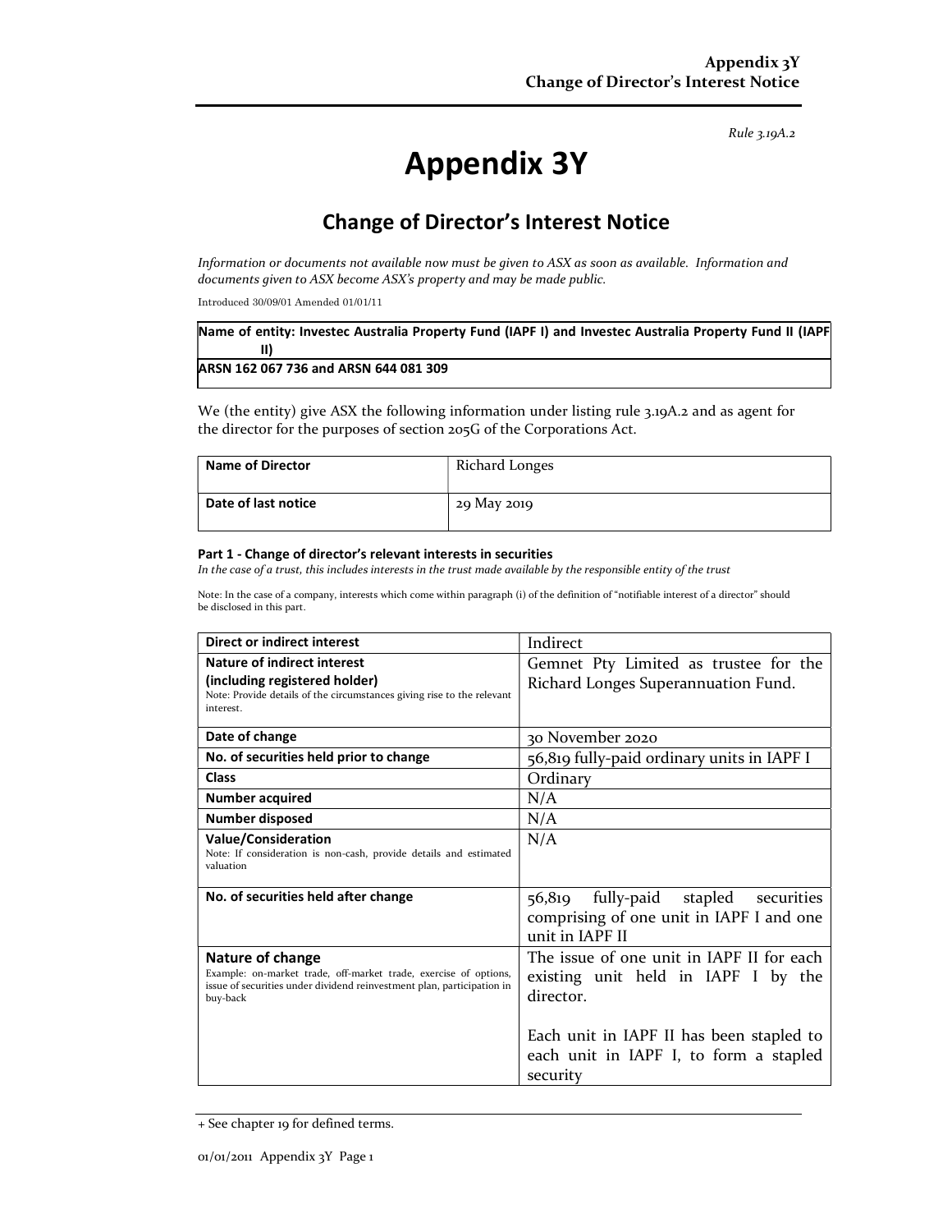*Rule 3.19A.2*

# Appendix 3Y

## Change of Director's Interest Notice

*Information or documents not available now must be given to ASX as soon as available. Information and documents given to ASX become ASX's property and may be made public.*

Introduced 30/09/01 Amended 01/01/11

| |
|---|
| **Name of entity: Investec Australia Property Fund (IAPF I) and Investec Australia Property Fund II (IAPF II)** |
| **ARSN 162 067 736 and ARSN 644 081 309** |

We (the entity) give ASX the following information under listing rule 3.19A.2 and as agent for the director for the purposes of section 205G of the Corporations Act.

| | |
|---|---|
| **Name of Director** | Richard Longes |
| **Date of last notice** | 29 May 2019 |

**Part 1 - Change of director's relevant interests in securities**

*In the case of a trust, this includes interests in the trust made available by the responsible entity of the trust*

Note: In the case of a company, interests which come within paragraph (i) of the definition of "notifiable interest of a director" should be disclosed in this part.

| | |
|---|---|
| **Direct or indirect interest** | Indirect |
| **Nature of indirect interest (including registered holder)** Note: Provide details of the circumstances giving rise to the relevant interest. | Gemnet Pty Limited as trustee for the Richard Longes Superannuation Fund. |
| **Date of change** | 30 November 2020 |
| **No. of securities held prior to change** | 56,819 fully-paid ordinary units in IAPF I |
| **Class** | Ordinary |
| **Number acquired** | N/A |
| **Number disposed** | N/A |
| **Value/Consideration** Note: If consideration is non-cash, provide details and estimated valuation | N/A |
| **No. of securities held after change** | 56,819 fully-paid stapled securities comprising of one unit in IAPF I and one unit in IAPF II |
| **Nature of change** Example: on-market trade, off-market trade, exercise of options, issue of securities under dividend reinvestment plan, participation in buy-back | The issue of one unit in IAPF II for each existing unit held in IAPF I by the director.<br><br>Each unit in IAPF II has been stapled to each unit in IAPF I, to form a stapled security |

+ See chapter 19 for defined terms.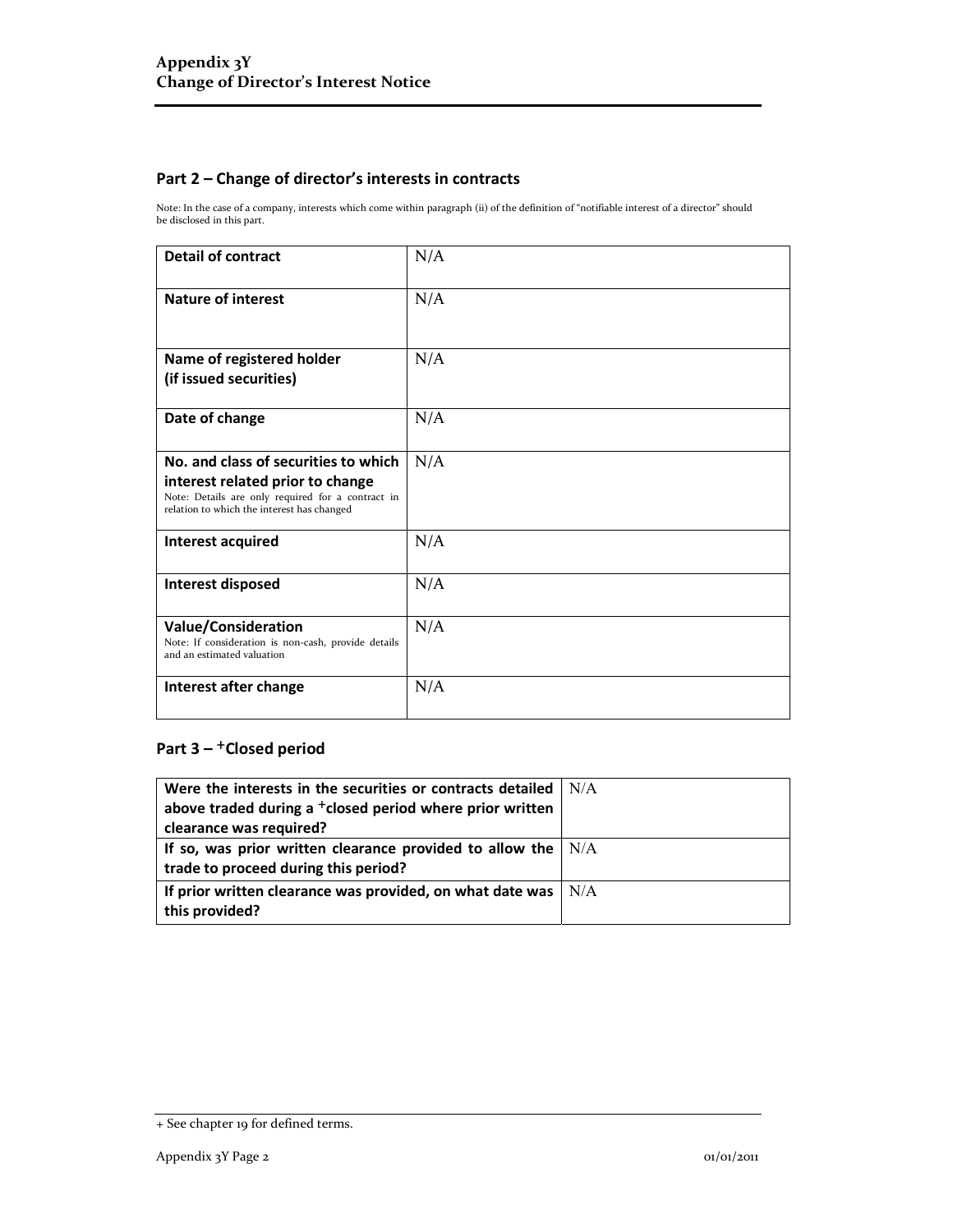## Part 2 – Change of director's interests in contracts

Note: In the case of a company, interests which come within paragraph (ii) of the definition of "notifiable interest of a director" should be disclosed in this part.

| | |
|---|---|
| **Detail of contract** | N/A |
| **Nature of interest** | N/A |
| **Name of registered holder (if issued securities)** | N/A |
| **Date of change** | N/A |
| **No. and class of securities to which interest related prior to change** Note: Details are only required for a contract in relation to which the interest has changed | N/A |
| **Interest acquired** | N/A |
| **Interest disposed** | N/A |
| **Value/Consideration** Note: If consideration is non-cash, provide details and an estimated valuation | N/A |
| **Interest after change** | N/A |

## Part 3 – +Closed period

| | |
|---|---|
| **Were the interests in the securities or contracts detailed above traded during a +closed period where prior written clearance was required?** | N/A |
| **If so, was prior written clearance provided to allow the trade to proceed during this period?** | N/A |
| **If prior written clearance was provided, on what date was this provided?** | N/A |

+ See chapter 19 for defined terms.